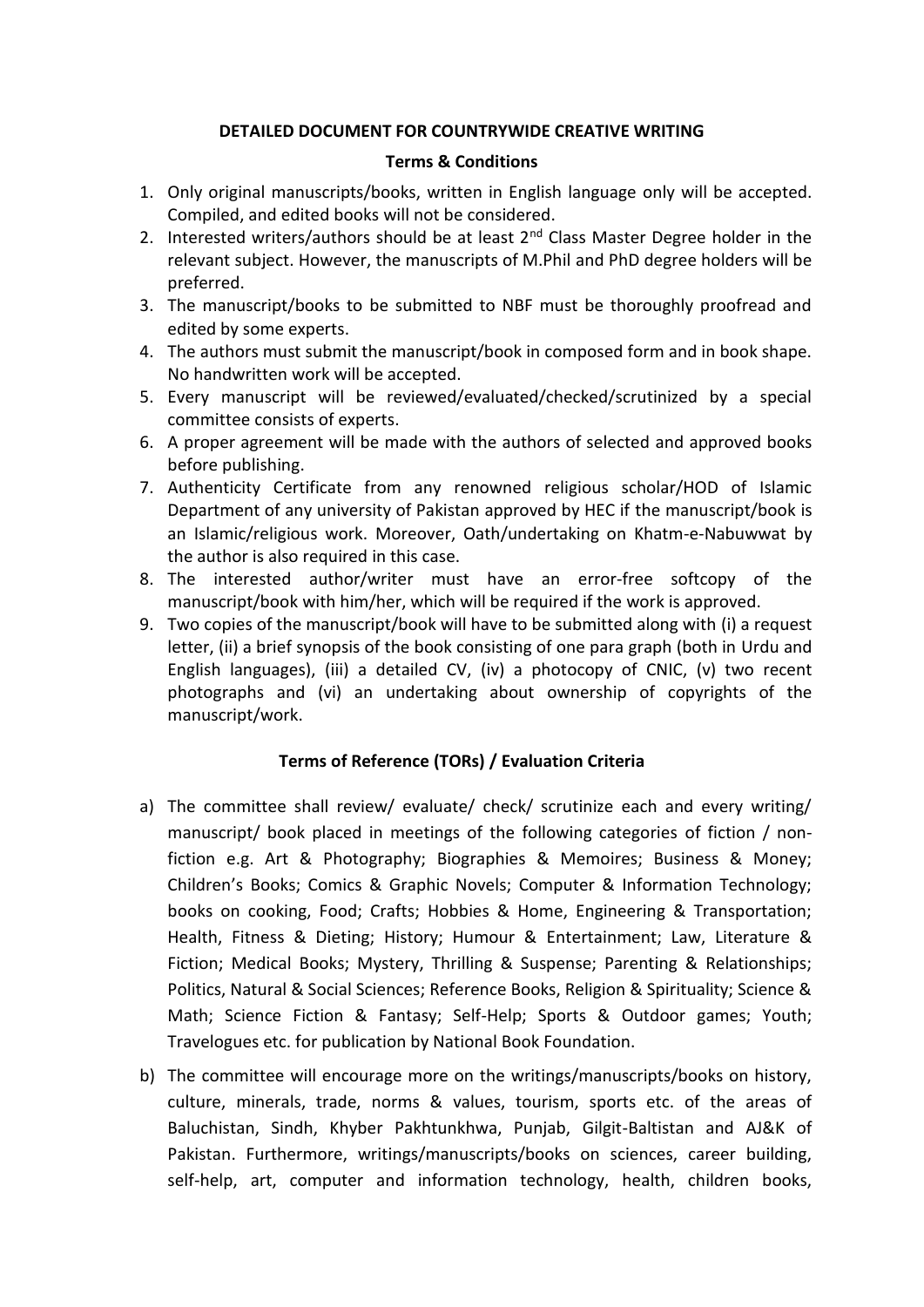**DETAILED DOCUMENT FOR COUNTRYWIDE CREATIVE WRITING**

**Terms & Conditions**

1. Only original manuscripts/books, written in English language only will be accepted. Compiled, and edited books will not be considered.
2. Interested writers/authors should be at least 2nd Class Master Degree holder in the relevant subject. However, the manuscripts of M.Phil and PhD degree holders will be preferred.
3. The manuscript/books to be submitted to NBF must be thoroughly proofread and edited by some experts.
4. The authors must submit the manuscript/book in composed form and in book shape. No handwritten work will be accepted.
5. Every manuscript will be reviewed/evaluated/checked/scrutinized by a special committee consists of experts.
6. A proper agreement will be made with the authors of selected and approved books before publishing.
7. Authenticity Certificate from any renowned religious scholar/HOD of Islamic Department of any university of Pakistan approved by HEC if the manuscript/book is an Islamic/religious work. Moreover, Oath/undertaking on Khatm-e-Nabuwwat by the author is also required in this case.
8. The interested author/writer must have an error-free softcopy of the manuscript/book with him/her, which will be required if the work is approved.
9. Two copies of the manuscript/book will have to be submitted along with (i) a request letter, (ii) a brief synopsis of the book consisting of one para graph (both in Urdu and English languages), (iii) a detailed CV, (iv) a photocopy of CNIC, (v) two recent photographs and (vi) an undertaking about ownership of copyrights of the manuscript/work.

**Terms of Reference (TORs) / Evaluation Criteria**

a) The committee shall review/ evaluate/ check/ scrutinize each and every writing/ manuscript/ book placed in meetings of the following categories of fiction / non-fiction e.g. Art & Photography; Biographies & Memoires; Business & Money; Children's Books; Comics & Graphic Novels; Computer & Information Technology; books on cooking, Food; Crafts; Hobbies & Home, Engineering & Transportation; Health, Fitness & Dieting; History; Humour & Entertainment; Law, Literature & Fiction; Medical Books; Mystery, Thrilling & Suspense; Parenting & Relationships; Politics, Natural & Social Sciences; Reference Books, Religion & Spirituality; Science & Math; Science Fiction & Fantasy; Self-Help; Sports & Outdoor games; Youth; Travelogues etc. for publication by National Book Foundation.

b) The committee will encourage more on the writings/manuscripts/books on history, culture, minerals, trade, norms & values, tourism, sports etc. of the areas of Baluchistan, Sindh, Khyber Pakhtunkhwa, Punjab, Gilgit-Baltistan and AJ&K of Pakistan. Furthermore, writings/manuscripts/books on sciences, career building, self-help, art, computer and information technology, health, children books,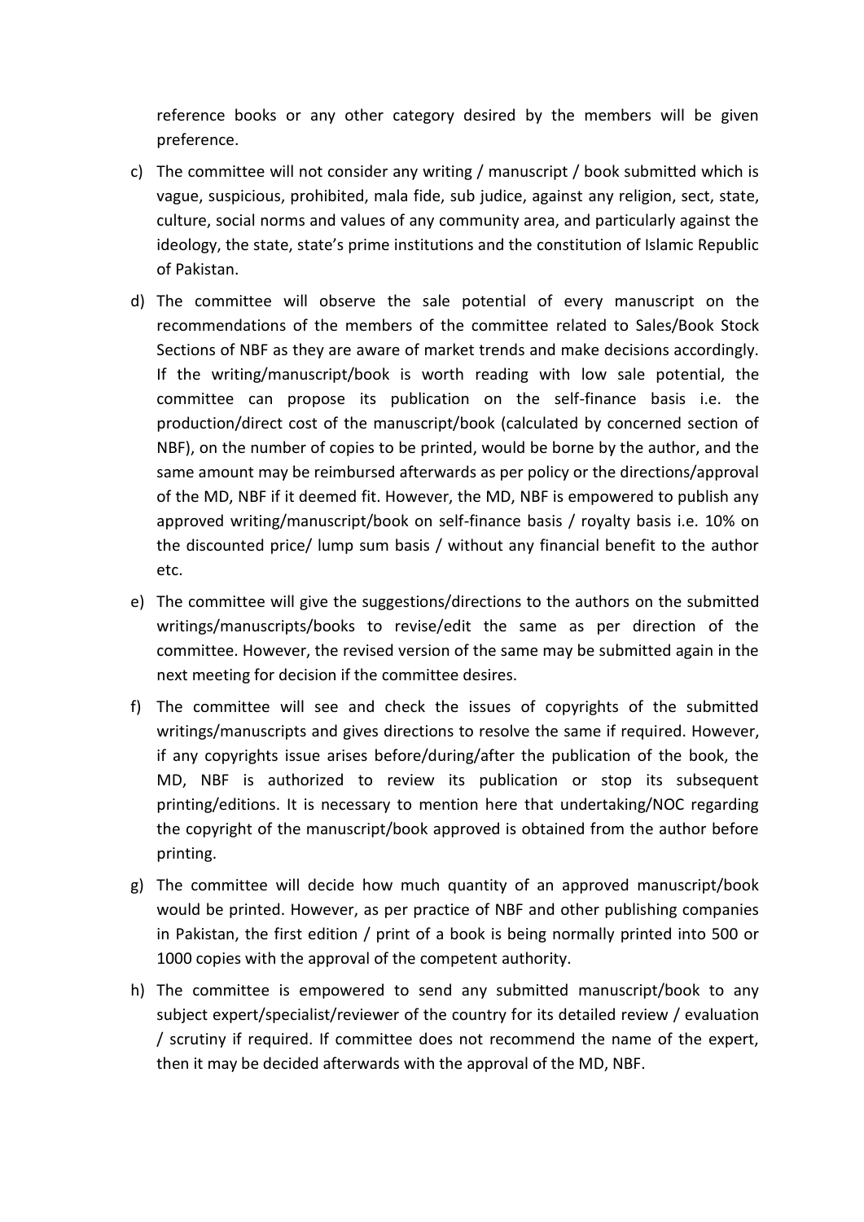reference books or any other category desired by the members will be given preference.

c) The committee will not consider any writing / manuscript / book submitted which is vague, suspicious, prohibited, mala fide, sub judice, against any religion, sect, state, culture, social norms and values of any community area, and particularly against the ideology, the state, state's prime institutions and the constitution of Islamic Republic of Pakistan.

d) The committee will observe the sale potential of every manuscript on the recommendations of the members of the committee related to Sales/Book Stock Sections of NBF as they are aware of market trends and make decisions accordingly. If the writing/manuscript/book is worth reading with low sale potential, the committee can propose its publication on the self-finance basis i.e. the production/direct cost of the manuscript/book (calculated by concerned section of NBF), on the number of copies to be printed, would be borne by the author, and the same amount may be reimbursed afterwards as per policy or the directions/approval of the MD, NBF if it deemed fit. However, the MD, NBF is empowered to publish any approved writing/manuscript/book on self-finance basis / royalty basis i.e. 10% on the discounted price/ lump sum basis / without any financial benefit to the author etc.

e) The committee will give the suggestions/directions to the authors on the submitted writings/manuscripts/books to revise/edit the same as per direction of the committee. However, the revised version of the same may be submitted again in the next meeting for decision if the committee desires.

f) The committee will see and check the issues of copyrights of the submitted writings/manuscripts and gives directions to resolve the same if required. However, if any copyrights issue arises before/during/after the publication of the book, the MD, NBF is authorized to review its publication or stop its subsequent printing/editions. It is necessary to mention here that undertaking/NOC regarding the copyright of the manuscript/book approved is obtained from the author before printing.

g) The committee will decide how much quantity of an approved manuscript/book would be printed. However, as per practice of NBF and other publishing companies in Pakistan, the first edition / print of a book is being normally printed into 500 or 1000 copies with the approval of the competent authority.

h) The committee is empowered to send any submitted manuscript/book to any subject expert/specialist/reviewer of the country for its detailed review / evaluation / scrutiny if required. If committee does not recommend the name of the expert, then it may be decided afterwards with the approval of the MD, NBF.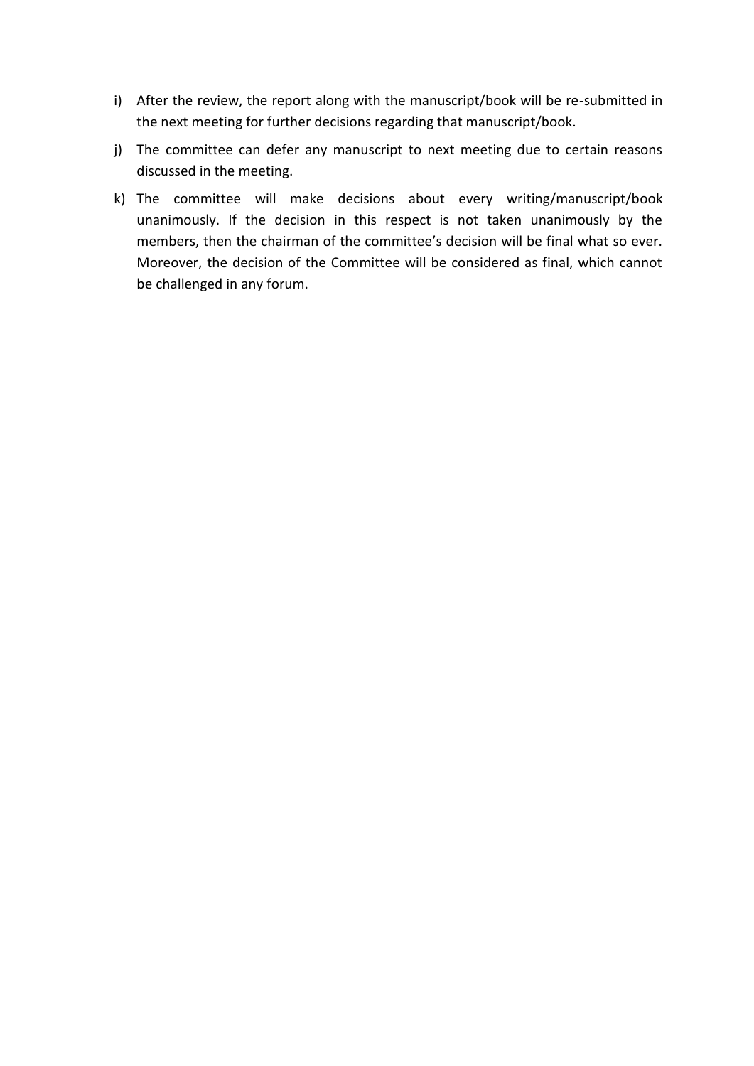i) After the review, the report along with the manuscript/book will be re-submitted in the next meeting for further decisions regarding that manuscript/book.

j) The committee can defer any manuscript to next meeting due to certain reasons discussed in the meeting.

k) The committee will make decisions about every writing/manuscript/book unanimously. If the decision in this respect is not taken unanimously by the members, then the chairman of the committee's decision will be final what so ever. Moreover, the decision of the Committee will be considered as final, which cannot be challenged in any forum.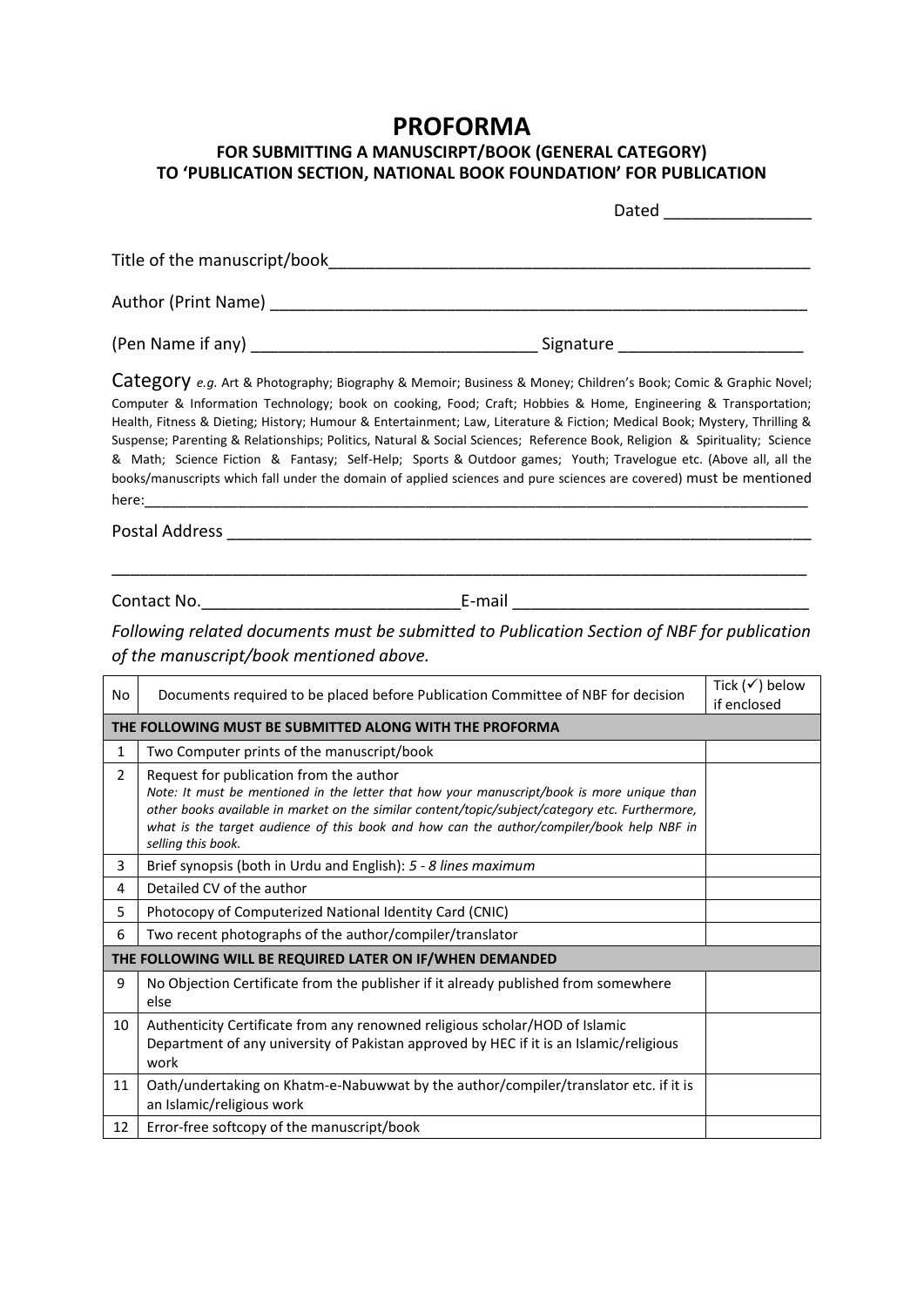# PROFORMA

### FOR SUBMITTING A MANUSCIRPT/BOOK (GENERAL CATEGORY) TO 'PUBLICATION SECTION, NATIONAL BOOK FOUNDATION' FOR PUBLICATION

Dated ________________

Title of the manuscript/book_____________________________________________________

Author (Print Name) _________________________________________________________

(Pen Name if any) ______________________________ Signature ___________________

Category *e.g.* Art & Photography; Biography & Memoir; Business & Money; Children's Book; Comic & Graphic Novel; Computer & Information Technology; book on cooking, Food; Craft; Hobbies & Home, Engineering & Transportation; Health, Fitness & Dieting; History; Humour & Entertainment; Law, Literature & Fiction; Medical Book; Mystery, Thrilling & Suspense; Parenting & Relationships; Politics, Natural & Social Sciences; Reference Book, Religion & Spirituality; Science & Math; Science Fiction & Fantasy; Self-Help; Sports & Outdoor games; Youth; Travelogue etc. (Above all, all the books/manuscripts which fall under the domain of applied sciences and pure sciences are covered) must be mentioned here:_________________________________________________________________________________

Postal Address ______________________________________________________________

_________________________________________________________________________

Contact No.___________________________E-mail _______________________________

*Following related documents must be submitted to Publication Section of NBF for publication of the manuscript/book mentioned above.*

| No | Documents required to be placed before Publication Committee of NBF for decision | Tick (✓) below if enclosed |
|---|---|---|
| **THE FOLLOWING MUST BE SUBMITTED ALONG WITH THE PROFORMA** | | |
| 1 | Two Computer prints of the manuscript/book | |
| 2 | Request for publication from the author<br>*Note: It must be mentioned in the letter that how your manuscript/book is more unique than other books available in market on the similar content/topic/subject/category etc. Furthermore, what is the target audience of this book and how can the author/compiler/book help NBF in selling this book.* | |
| 3 | Brief synopsis (both in Urdu and English): *5 - 8 lines maximum* | |
| 4 | Detailed CV of the author | |
| 5 | Photocopy of Computerized National Identity Card (CNIC) | |
| 6 | Two recent photographs of the author/compiler/translator | |
| **THE FOLLOWING WILL BE REQUIRED LATER ON IF/WHEN DEMANDED** | | |
| 9 | No Objection Certificate from the publisher if it already published from somewhere else | |
| 10 | Authenticity Certificate from any renowned religious scholar/HOD of Islamic Department of any university of Pakistan approved by HEC if it is an Islamic/religious work | |
| 11 | Oath/undertaking on Khatm-e-Nabuwwat by the author/compiler/translator etc. if it is an Islamic/religious work | |
| 12 | Error-free softcopy of the manuscript/book | |